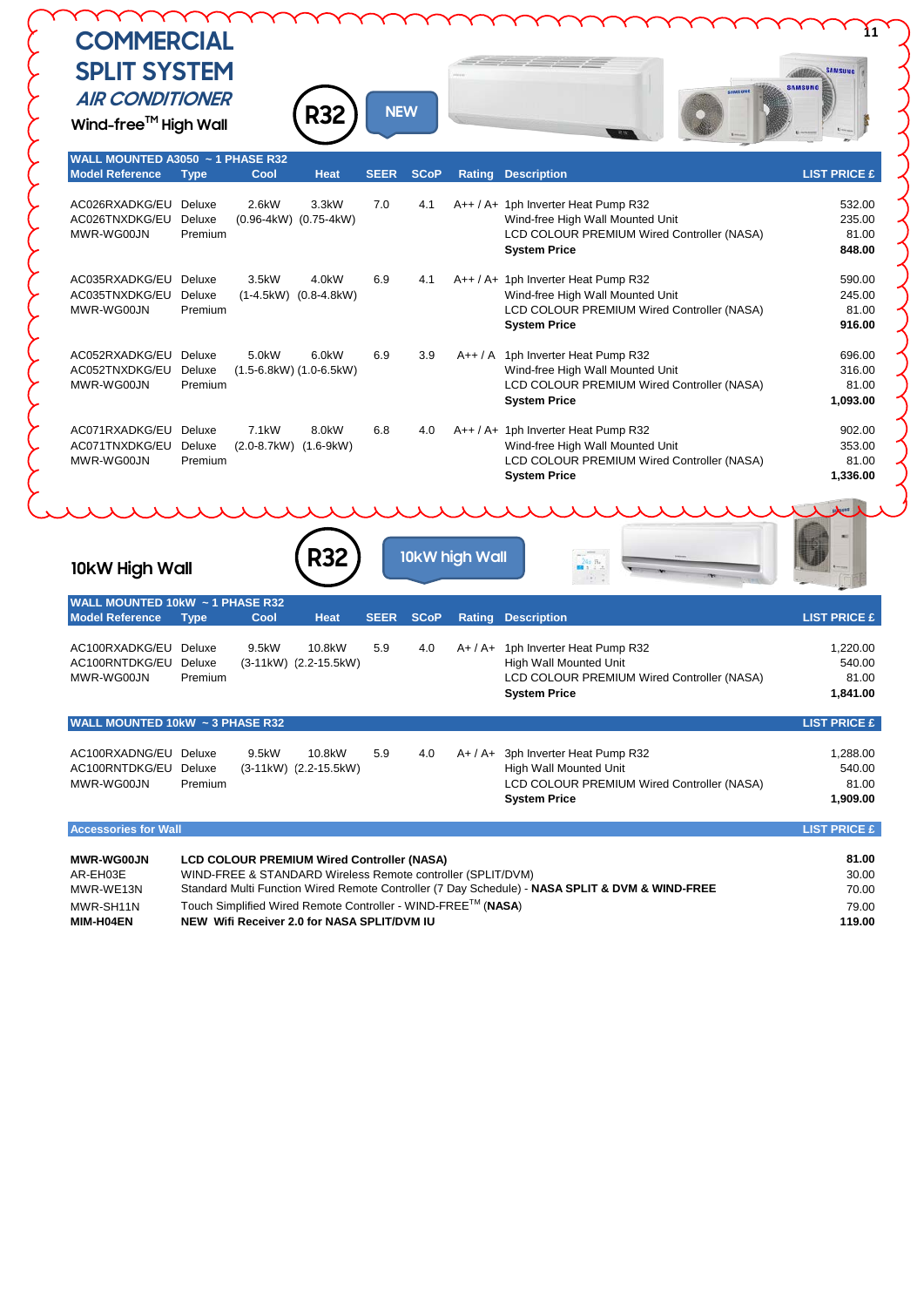# COMMERCIAL SPLIT SYSTEM

## *AIR CONDITIONER*

### Wind-free™ High Wall

R32

NEW

| WALL MOUNTED A3050 ~ 1 PHASE R32 | | | | | | | | |
|---|---|---|---|---|---|---|---|---|
| Model Reference | Type | Cool | Heat | SEER | SCoP | Rating | Description | LIST PRICE £ |
| AC026RXADKG/EU | Deluxe | 2.6kW | 3.3kW | 7.0 | 4.1 | A++ / A+ | 1ph Inverter Heat Pump R32 | 532.00 |
| AC026TNXDKG/EU | Deluxe | (0.96-4kW) | (0.75-4kW) | | | | Wind-free High Wall Mounted Unit | 235.00 |
| MWR-WG00JN | Premium | | | | | | LCD COLOUR PREMIUM Wired Controller (NASA) | 81.00 |
| | | | | | | | **System Price** | **848.00** |
| AC035RXADKG/EU | Deluxe | 3.5kW | 4.0kW | 6.9 | 4.1 | A++ / A+ | 1ph Inverter Heat Pump R32 | 590.00 |
| AC035TNXDKG/EU | Deluxe | (1-4.5kW) | (0.8-4.8kW) | | | | Wind-free High Wall Mounted Unit | 245.00 |
| MWR-WG00JN | Premium | | | | | | LCD COLOUR PREMIUM Wired Controller (NASA) | 81.00 |
| | | | | | | | **System Price** | **916.00** |
| AC052RXADKG/EU | Deluxe | 5.0kW | 6.0kW | 6.9 | 3.9 | A++ / A | 1ph Inverter Heat Pump R32 | 696.00 |
| AC052TNXDKG/EU | Deluxe | (1.5-6.8kW) | (1.0-6.5kW) | | | | Wind-free High Wall Mounted Unit | 316.00 |
| MWR-WG00JN | Premium | | | | | | LCD COLOUR PREMIUM Wired Controller (NASA) | 81.00 |
| | | | | | | | **System Price** | **1,093.00** |
| AC071RXADKG/EU | Deluxe | 7.1kW | 8.0kW | 6.8 | 4.0 | A++ / A+ | 1ph Inverter Heat Pump R32 | 902.00 |
| AC071TNXDKG/EU | Deluxe | (2.0-8.7kW) | (1.6-9kW) | | | | Wind-free High Wall Mounted Unit | 353.00 |
| MWR-WG00JN | Premium | | | | | | LCD COLOUR PREMIUM Wired Controller (NASA) | 81.00 |
| | | | | | | | **System Price** | **1,336.00** |

### 10kW High Wall

R32

10kW high Wall

| WALL MOUNTED 10kW ~ 1 PHASE R32 | | | | | | | | |
|---|---|---|---|---|---|---|---|---|
| Model Reference | Type | Cool | Heat | SEER | SCoP | Rating | Description | LIST PRICE £ |
| AC100RXADKG/EU | Deluxe | 9.5kW | 10.8kW | 5.9 | 4.0 | A+ / A+ | 1ph Inverter Heat Pump R32 | 1,220.00 |
| AC100RNTDKG/EU | Deluxe | (3-11kW) | (2.2-15.5kW) | | | | High Wall Mounted Unit | 540.00 |
| MWR-WG00JN | Premium | | | | | | LCD COLOUR PREMIUM Wired Controller (NASA) | 81.00 |
| | | | | | | | **System Price** | **1,841.00** |

| WALL MOUNTED 10kW ~ 3 PHASE R32 | | | | | | | | LIST PRICE £ |
|---|---|---|---|---|---|---|---|---|
| AC100RXADNG/EU | Deluxe | 9.5kW | 10.8kW | 5.9 | 4.0 | A+ / A+ | 3ph Inverter Heat Pump R32 | 1,288.00 |
| AC100RNTDKG/EU | Deluxe | (3-11kW) | (2.2-15.5kW) | | | | High Wall Mounted Unit | 540.00 |
| MWR-WG00JN | Premium | | | | | | LCD COLOUR PREMIUM Wired Controller (NASA) | 81.00 |
| | | | | | | | **System Price** | **1,909.00** |

| Accessories for Wall | | LIST PRICE £ |
|---|---|---|
| **MWR-WG00JN** | **LCD COLOUR PREMIUM Wired Controller (NASA)** | **81.00** |
| AR-EH03E | WIND-FREE & STANDARD Wireless Remote controller (SPLIT/DVM) | 30.00 |
| MWR-WE13N | Standard Multi Function Wired Remote Controller (7 Day Schedule) - **NASA SPLIT & DVM & WIND-FREE** | 70.00 |
| MWR-SH11N | Touch Simplified Wired Remote Controller - WIND-FREE™ (**NASA**) | 79.00 |
| **MIM-H04EN** | **NEW Wifi Receiver 2.0 for NASA SPLIT/DVM IU** | **119.00** |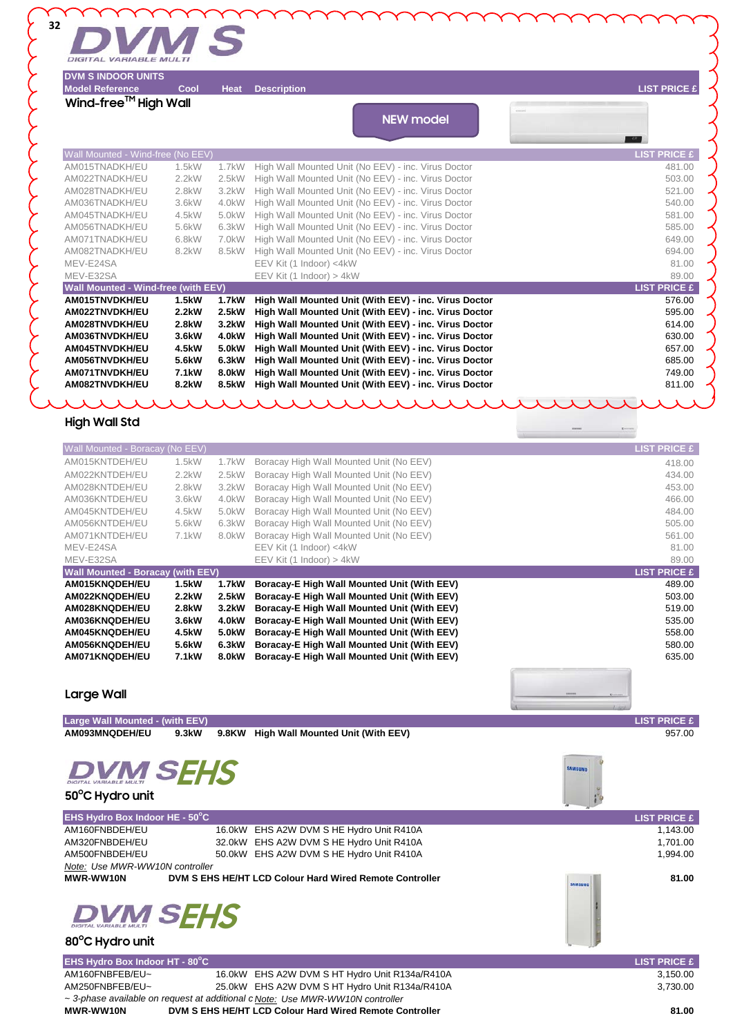# DVM S

DIGITAL VARIABLE MULTI

| DVM S INDOOR UNITS | | | | |
|---|---|---|---|---|
| Model Reference | Cool | Heat | Description | LIST PRICE £ |

## Wind-free™ High Wall

NEW model

| Wall Mounted - Wind-free (No EEV) | | | | LIST PRICE £ |
|---|---|---|---|---|
| AM015TNADKH/EU | 1.5kW | 1.7kW | High Wall Mounted Unit (No EEV) - inc. Virus Doctor | 481.00 |
| AM022TNADKH/EU | 2.2kW | 2.5kW | High Wall Mounted Unit (No EEV) - inc. Virus Doctor | 503.00 |
| AM028TNADKH/EU | 2.8kW | 3.2kW | High Wall Mounted Unit (No EEV) - inc. Virus Doctor | 521.00 |
| AM036TNADKH/EU | 3.6kW | 4.0kW | High Wall Mounted Unit (No EEV) - inc. Virus Doctor | 540.00 |
| AM045TNADKH/EU | 4.5kW | 5.0kW | High Wall Mounted Unit (No EEV) - inc. Virus Doctor | 581.00 |
| AM056TNADKH/EU | 5.6kW | 6.3kW | High Wall Mounted Unit (No EEV) - inc. Virus Doctor | 585.00 |
| AM071TNADKH/EU | 6.8kW | 7.0kW | High Wall Mounted Unit (No EEV) - inc. Virus Doctor | 649.00 |
| AM082TNADKH/EU | 8.2kW | 8.5kW | High Wall Mounted Unit (No EEV) - inc. Virus Doctor | 694.00 |
| MEV-E24SA | | | EEV Kit (1 Indoor) <4kW | 81.00 |
| MEV-E32SA | | | EEV Kit (1 Indoor) > 4kW | 89.00 |

| Wall Mounted - Wind-free (with EEV) | | | | LIST PRICE £ |
|---|---|---|---|---|
| **AM015TNVDKH/EU** | **1.5kW** | **1.7kW** | **High Wall Mounted Unit (With EEV) - inc. Virus Doctor** | 576.00 |
| **AM022TNVDKH/EU** | **2.2kW** | **2.5kW** | **High Wall Mounted Unit (With EEV) - inc. Virus Doctor** | 595.00 |
| **AM028TNVDKH/EU** | **2.8kW** | **3.2kW** | **High Wall Mounted Unit (With EEV) - inc. Virus Doctor** | 614.00 |
| **AM036TNVDKH/EU** | **3.6kW** | **4.0kW** | **High Wall Mounted Unit (With EEV) - inc. Virus Doctor** | 630.00 |
| **AM045TNVDKH/EU** | **4.5kW** | **5.0kW** | **High Wall Mounted Unit (With EEV) - inc. Virus Doctor** | 657.00 |
| **AM056TNVDKH/EU** | **5.6kW** | **6.3kW** | **High Wall Mounted Unit (With EEV) - inc. Virus Doctor** | 685.00 |
| **AM071TNVDKH/EU** | **7.1kW** | **8.0kW** | **High Wall Mounted Unit (With EEV) - inc. Virus Doctor** | 749.00 |
| **AM082TNVDKH/EU** | **8.2kW** | **8.5kW** | **High Wall Mounted Unit (With EEV) - inc. Virus Doctor** | 811.00 |

## High Wall Std

| Wall Mounted - Boracay (No EEV) | | | | LIST PRICE £ |
|---|---|---|---|---|
| AM015KNTDEH/EU | 1.5kW | 1.7kW | Boracay High Wall Mounted Unit (No EEV) | 418.00 |
| AM022KNTDEH/EU | 2.2kW | 2.5kW | Boracay High Wall Mounted Unit (No EEV) | 434.00 |
| AM028KNTDEH/EU | 2.8kW | 3.2kW | Boracay High Wall Mounted Unit (No EEV) | 453.00 |
| AM036KNTDEH/EU | 3.6kW | 4.0kW | Boracay High Wall Mounted Unit (No EEV) | 466.00 |
| AM045KNTDEH/EU | 4.5kW | 5.0kW | Boracay High Wall Mounted Unit (No EEV) | 484.00 |
| AM056KNTDEH/EU | 5.6kW | 6.3kW | Boracay High Wall Mounted Unit (No EEV) | 505.00 |
| AM071KNTDEH/EU | 7.1kW | 8.0kW | Boracay High Wall Mounted Unit (No EEV) | 561.00 |
| MEV-E24SA | | | EEV Kit (1 Indoor) <4kW | 81.00 |
| MEV-E32SA | | | EEV Kit (1 Indoor) > 4kW | 89.00 |

| Wall Mounted - Boracay (with EEV) | | | | LIST PRICE £ |
|---|---|---|---|---|
| **AM015KNQDEH/EU** | **1.5kW** | **1.7kW** | **Boracay-E High Wall Mounted Unit (With EEV)** | 489.00 |
| **AM022KNQDEH/EU** | **2.2kW** | **2.5kW** | **Boracay-E High Wall Mounted Unit (With EEV)** | 503.00 |
| **AM028KNQDEH/EU** | **2.8kW** | **3.2kW** | **Boracay-E High Wall Mounted Unit (With EEV)** | 519.00 |
| **AM036KNQDEH/EU** | **3.6kW** | **4.0kW** | **Boracay-E High Wall Mounted Unit (With EEV)** | 535.00 |
| **AM045KNQDEH/EU** | **4.5kW** | **5.0kW** | **Boracay-E High Wall Mounted Unit (With EEV)** | 558.00 |
| **AM056KNQDEH/EU** | **5.6kW** | **6.3kW** | **Boracay-E High Wall Mounted Unit (With EEV)** | 580.00 |
| **AM071KNQDEH/EU** | **7.1kW** | **8.0kW** | **Boracay-E High Wall Mounted Unit (With EEV)** | 635.00 |

## Large Wall

| Large Wall Mounted - (with EEV) | | | | LIST PRICE £ |
|---|---|---|---|---|
| **AM093MNQDEH/EU** | **9.3kW** | **9.8KW** | **High Wall Mounted Unit (With EEV)** | 957.00 |

# DVM SEHS

DIGITAL VARIABLE MULTI

## 50°C Hydro unit

| EHS Hydro Box Indoor HE - 50°C | | | LIST PRICE £ |
|---|---|---|---|
| AM160FNBDEH/EU | 16.0kW | EHS A2W DVM S HE Hydro Unit R410A | 1,143.00 |
| AM320FNBDEH/EU | 32.0kW | EHS A2W DVM S HE Hydro Unit R410A | 1,701.00 |
| AM500FNBDEH/EU | 50.0kW | EHS A2W DVM S HE Hydro Unit R410A | 1,994.00 |

*Note: Use MWR-WW10N controller*

| | | |
|---|---|---|
| **MWR-WW10N** | **DVM S EHS HE/HT LCD Colour Hard Wired Remote Controller** | **81.00** |

# DVM SEHS

DIGITAL VARIABLE MULTI

## 80°C Hydro unit

| EHS Hydro Box Indoor HT - 80°C | | | LIST PRICE £ |
|---|---|---|---|
| AM160FNBFEB/EU~ | 16.0kW | EHS A2W DVM S HT Hydro Unit R134a/R410A | 3,150.00 |
| AM250FNBFEB/EU~ | 25.0kW | EHS A2W DVM S HT Hydro Unit R134a/R410A | 3,730.00 |

*~ 3-phase available on request at additional c Note: Use MWR-WW10N controller*

| | | |
|---|---|---|
| **MWR-WW10N** | **DVM S EHS HE/HT LCD Colour Hard Wired Remote Controller** | **81.00** |